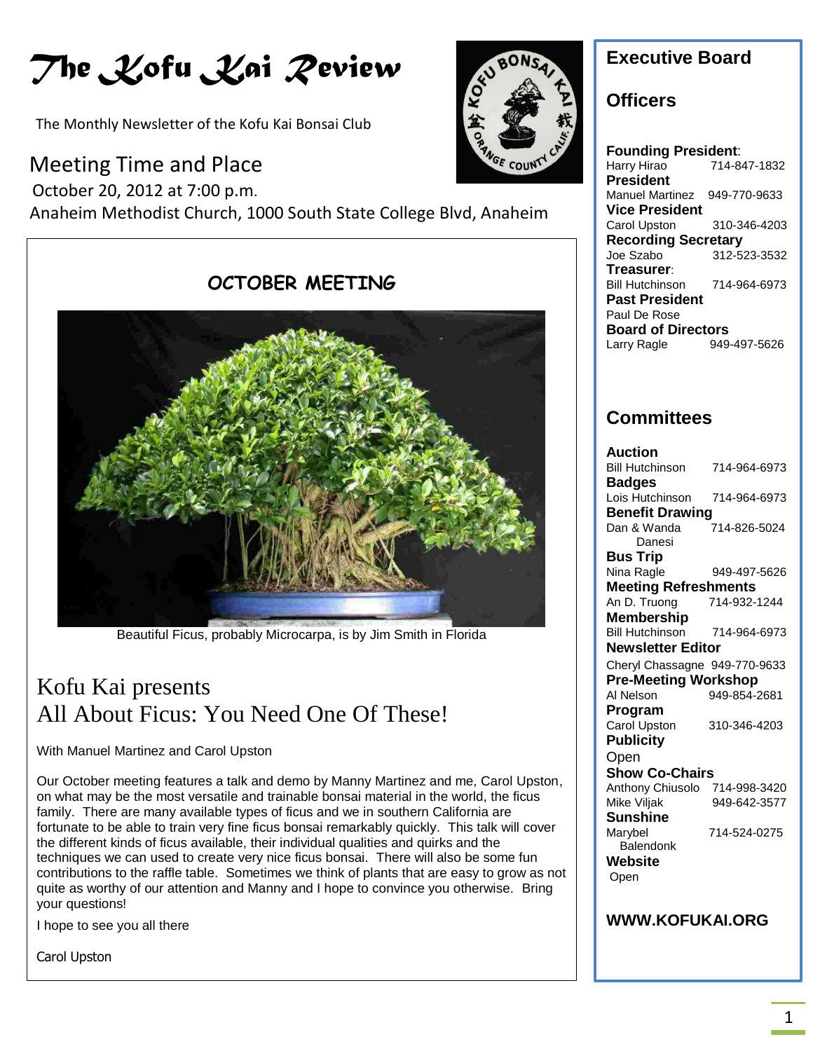# The Kofu Kai Review

The Monthly Newsletter of the Kofu Kai Bonsai Club

## Meeting Time and Place

October 20, 2012 at 7:00 p.m.

Anaheim Methodist Church, 1000 South State College Blvd, Anaheim

### OCTOBER MEETING

Beautiful Ficus, probably Microcarpa, is by Jim Smith in Florida

## Kofu Kai presents
## All About Ficus: You Need One Of These!

With Manuel Martinez and Carol Upston

Our October meeting features a talk and demo by Manny Martinez and me, Carol Upston, on what may be the most versatile and trainable bonsai material in the world, the ficus family. There are many available types of ficus and we in southern California are fortunate to be able to train very fine ficus bonsai remarkably quickly. This talk will cover the different kinds of ficus available, their individual qualities and quirks and the techniques we can used to create very nice ficus bonsai. There will also be some fun contributions to the raffle table. Sometimes we think of plants that are easy to grow as not quite as worthy of our attention and Manny and I hope to convince you otherwise. Bring your questions!

I hope to see you all there

Carol Upston

## Executive Board

### Officers

**Founding President**:
Harry Hirao 714-847-1832

**President**
Manuel Martinez 949-770-9633

**Vice President**
Carol Upston 310-346-4203

**Recording Secretary**
Joe Szabo 312-523-3532

**Treasurer**:
Bill Hutchinson 714-964-6973

**Past President**
Paul De Rose

**Board of Directors**
Larry Ragle 949-497-5626

### Committees

**Auction**
Bill Hutchinson 714-964-6973

**Badges**
Lois Hutchinson 714-964-6973

**Benefit Drawing**
Dan & Wanda Danesi 714-826-5024

**Bus Trip**
Nina Ragle 949-497-5626

**Meeting Refreshments**
An D. Truong 714-932-1244

**Membership**
Bill Hutchinson 714-964-6973

**Newsletter Editor**
Cheryl Chassagne 949-770-9633

**Pre-Meeting Workshop**
Al Nelson 949-854-2681

**Program**
Carol Upston 310-346-4203

**Publicity**
Open

**Show Co-Chairs**
Anthony Chiusolo 714-998-3420
Mike Viljak 949-642-3577

**Sunshine**
Marybel Balendonk 714-524-0275

**Website**
Open

**WWW.KOFUKAI.ORG**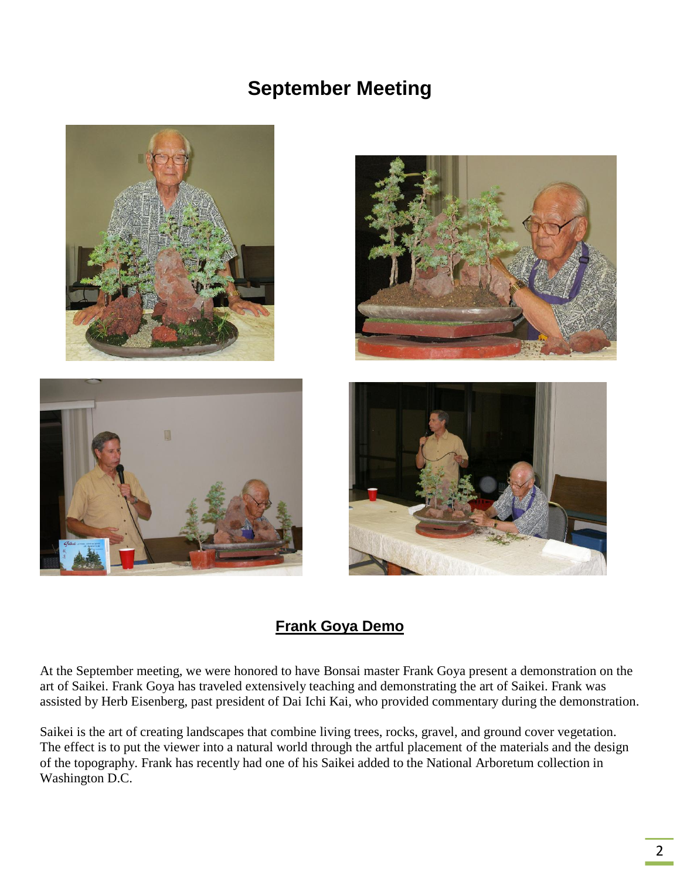# September Meeting

## Frank Goya Demo

At the September meeting, we were honored to have Bonsai master Frank Goya present a demonstration on the art of Saikei. Frank Goya has traveled extensively teaching and demonstrating the art of Saikei. Frank was assisted by Herb Eisenberg, past president of Dai Ichi Kai, who provided commentary during the demonstration.

Saikei is the art of creating landscapes that combine living trees, rocks, gravel, and ground cover vegetation. The effect is to put the viewer into a natural world through the artful placement of the materials and the design of the topography. Frank has recently had one of his Saikei added to the National Arboretum collection in Washington D.C.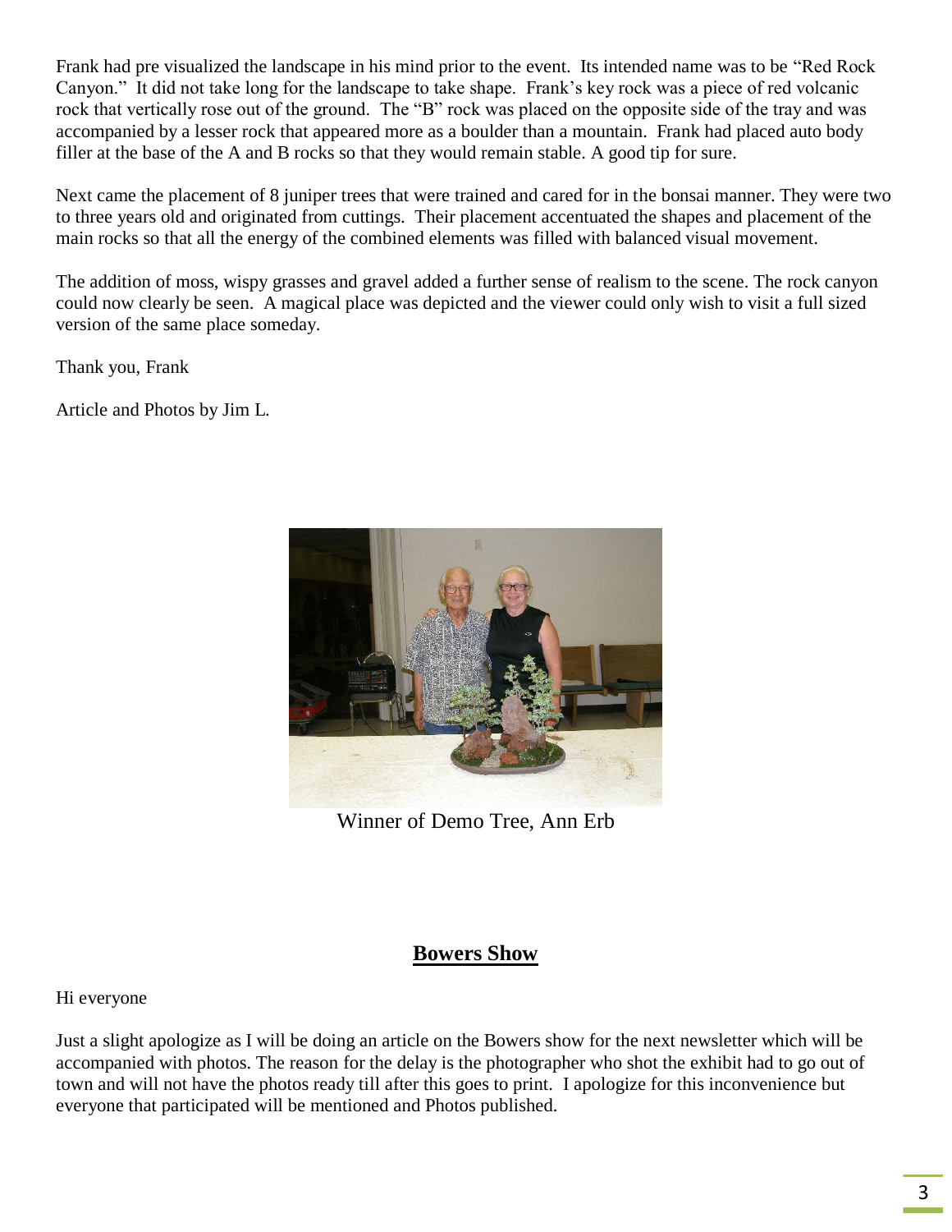Frank had pre visualized the landscape in his mind prior to the event. Its intended name was to be "Red Rock Canyon." It did not take long for the landscape to take shape. Frank's key rock was a piece of red volcanic rock that vertically rose out of the ground. The "B" rock was placed on the opposite side of the tray and was accompanied by a lesser rock that appeared more as a boulder than a mountain. Frank had placed auto body filler at the base of the A and B rocks so that they would remain stable. A good tip for sure.

Next came the placement of 8 juniper trees that were trained and cared for in the bonsai manner. They were two to three years old and originated from cuttings. Their placement accentuated the shapes and placement of the main rocks so that all the energy of the combined elements was filled with balanced visual movement.

The addition of moss, wispy grasses and gravel added a further sense of realism to the scene. The rock canyon could now clearly be seen. A magical place was depicted and the viewer could only wish to visit a full sized version of the same place someday.

Thank you, Frank

Article and Photos by Jim L.

Winner of Demo Tree, Ann Erb

## Bowers Show

Hi everyone

Just a slight apologize as I will be doing an article on the Bowers show for the next newsletter which will be accompanied with photos. The reason for the delay is the photographer who shot the exhibit had to go out of town and will not have the photos ready till after this goes to print. I apologize for this inconvenience but everyone that participated will be mentioned and Photos published.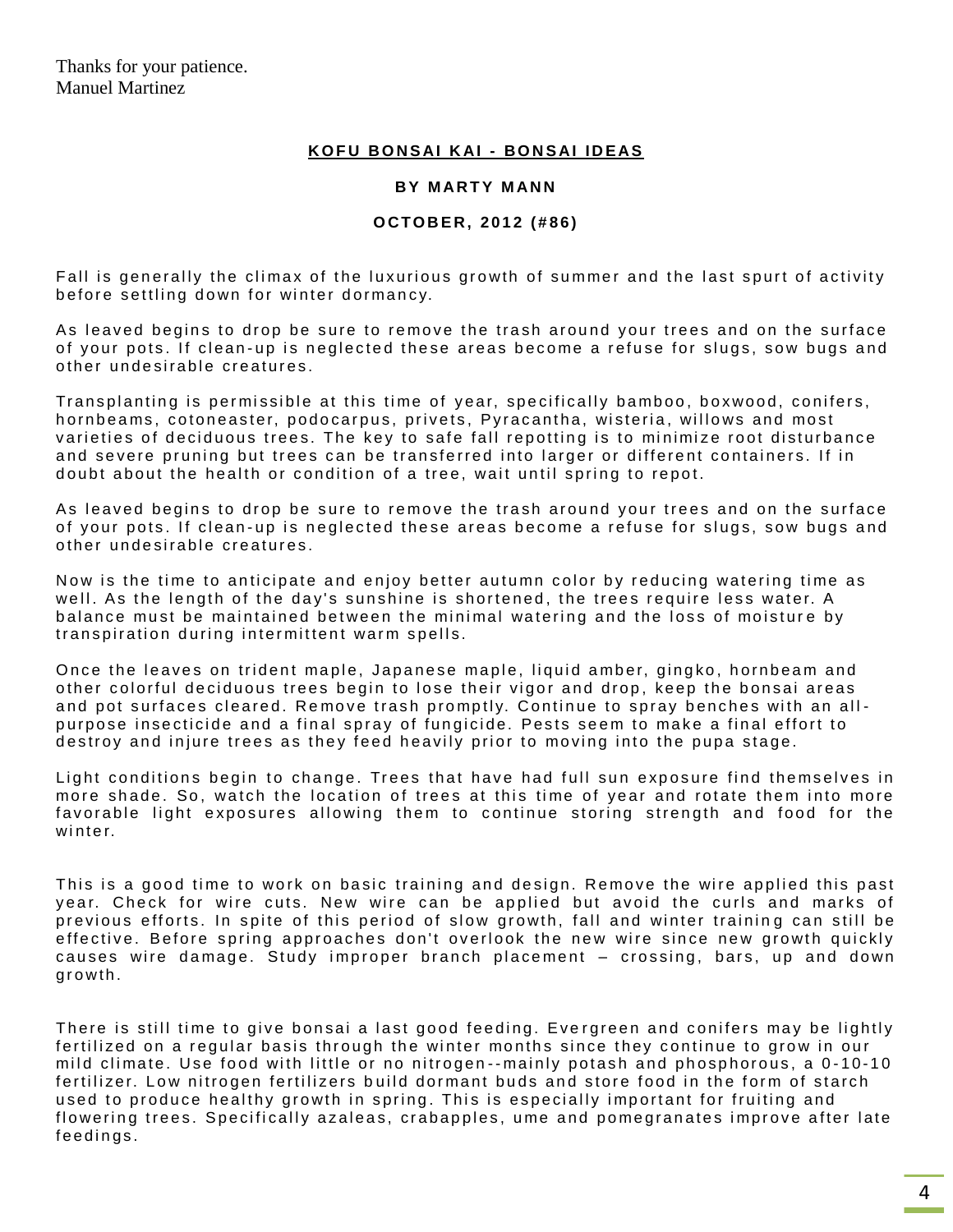Thanks for your patience.
Manuel Martinez

## KOFU BONSAI KAI - BONSAI IDEAS

### BY MARTY MANN

### OCTOBER, 2012 (#86)

Fall is generally the climax of the luxurious growth of summer and the last spurt of activity before settling down for winter dormancy.

As leaved begins to drop be sure to remove the trash around your trees and on the surface of your pots. If clean-up is neglected these areas become a refuse for slugs, sow bugs and other undesirable creatures.

Transplanting is permissible at this time of year, specifically bamboo, boxwood, conifers, hornbeams, cotoneaster, podocarpus, privets, Pyracantha, wisteria, willows and most varieties of deciduous trees. The key to safe fall repotting is to minimize root disturbance and severe pruning but trees can be transferred into larger or different containers. If in doubt about the health or condition of a tree, wait until spring to repot.

As leaved begins to drop be sure to remove the trash around your trees and on the surface of your pots. If clean-up is neglected these areas become a refuse for slugs, sow bugs and other undesirable creatures.

Now is the time to anticipate and enjoy better autumn color by reducing watering time as well. As the length of the day's sunshine is shortened, the trees require less water. A balance must be maintained between the minimal watering and the loss of moisture by transpiration during intermittent warm spells.

Once the leaves on trident maple, Japanese maple, liquid amber, gingko, hornbeam and other colorful deciduous trees begin to lose their vigor and drop, keep the bonsai areas and pot surfaces cleared. Remove trash promptly. Continue to spray benches with an all-purpose insecticide and a final spray of fungicide. Pests seem to make a final effort to destroy and injure trees as they feed heavily prior to moving into the pupa stage.

Light conditions begin to change. Trees that have had full sun exposure find themselves in more shade. So, watch the location of trees at this time of year and rotate them into more favorable light exposures allowing them to continue storing strength and food for the winter.

This is a good time to work on basic training and design. Remove the wire applied this past year. Check for wire cuts. New wire can be applied but avoid the curls and marks of previous efforts. In spite of this period of slow growth, fall and winter training can still be effective. Before spring approaches don't overlook the new wire since new growth quickly causes wire damage. Study improper branch placement – crossing, bars, up and down growth.

There is still time to give bonsai a last good feeding. Evergreen and conifers may be lightly fertilized on a regular basis through the winter months since they continue to grow in our mild climate. Use food with little or no nitrogen--mainly potash and phosphorous, a 0-10-10 fertilizer. Low nitrogen fertilizers build dormant buds and store food in the form of starch used to produce healthy growth in spring. This is especially important for fruiting and flowering trees. Specifically azaleas, crabapples, ume and pomegranates improve after late feedings.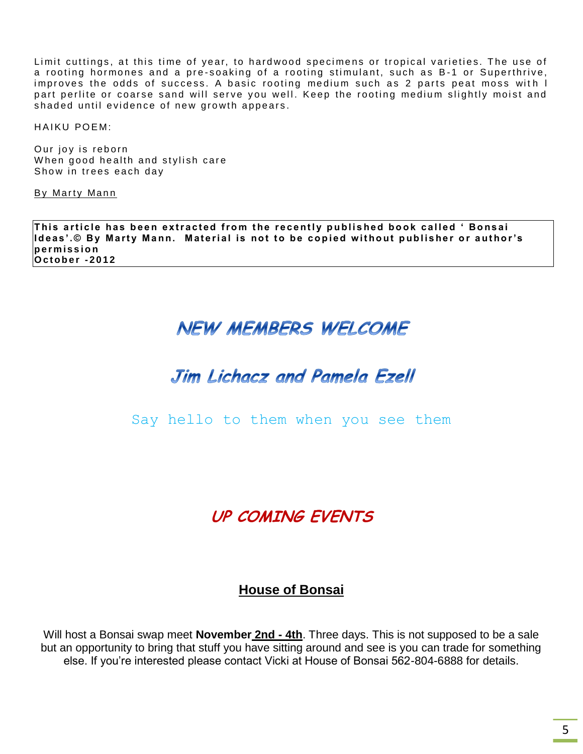Limit cuttings, at this time of year, to hardwood specimens or tropical varieties. The use of a rooting hormones and a pre-soaking of a rooting stimulant, such as B-1 or Superthrive, improves the odds of success. A basic rooting medium such as 2 parts peat moss with l part perlite or coarse sand will serve you well. Keep the rooting medium slightly moist and shaded until evidence of new growth appears.

HAIKU POEM:

Our joy is reborn  
When good health and stylish care  
Show in trees each day

By Marty Mann

**This article has been extracted from the recently published book called ' Bonsai Ideas'.© By Marty Mann. Material is not to be copied without publisher or author's permission  
October -2012**

## NEW MEMBERS WELCOME

## Jim Lichacz and Pamela Ezell

Say hello to them when you see them

## UP COMING EVENTS

### House of Bonsai

Will host a Bonsai swap meet **November 2nd - 4th**. Three days. This is not supposed to be a sale but an opportunity to bring that stuff you have sitting around and see is you can trade for something else. If you're interested please contact Vicki at House of Bonsai 562-804-6888 for details.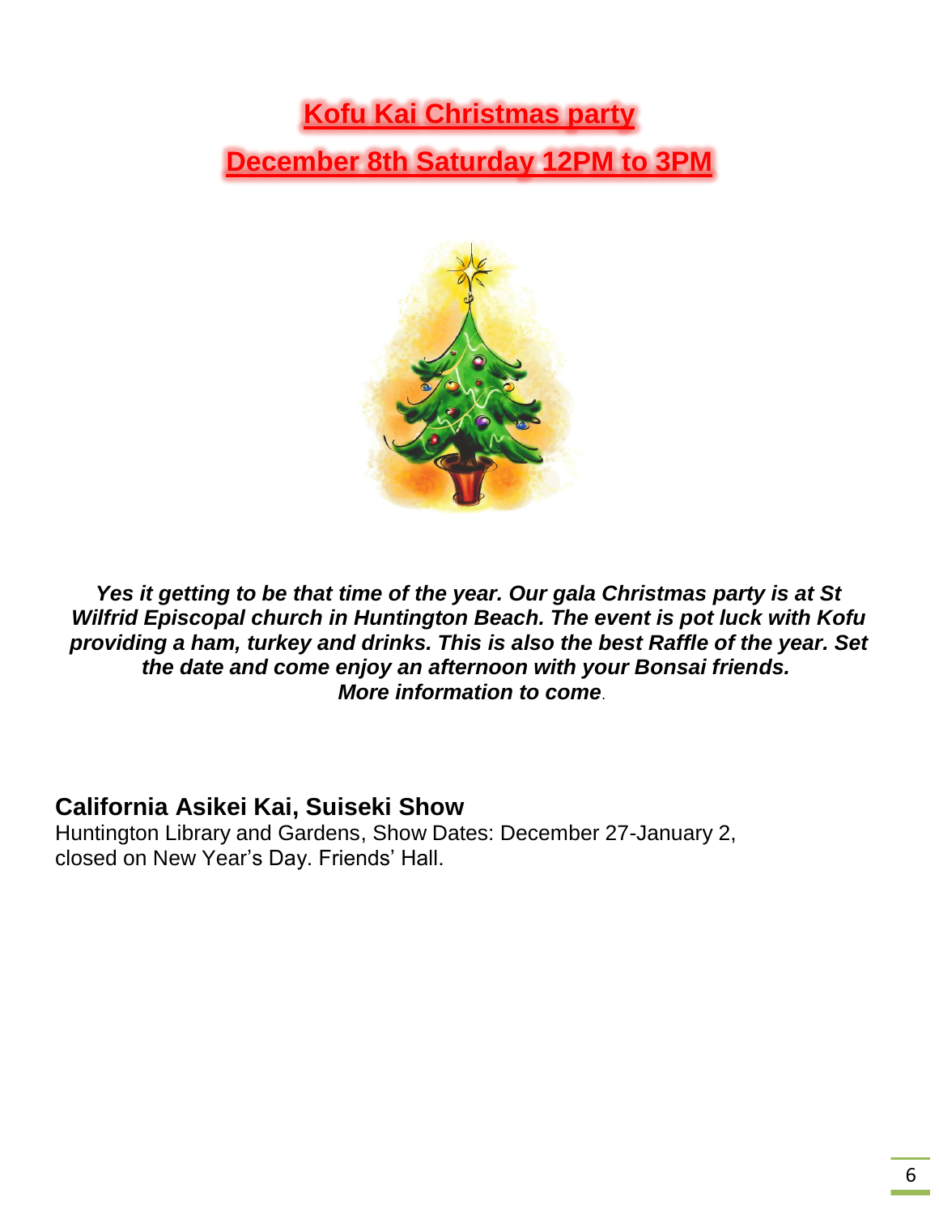# Kofu Kai Christmas party

# December 8th Saturday 12PM to 3PM

***Yes it getting to be that time of the year. Our gala Christmas party is at St Wilfrid Episcopal church in Huntington Beach. The event is pot luck with Kofu providing a ham, turkey and drinks. This is also the best Raffle of the year. Set the date and come enjoy an afternoon with your Bonsai friends.***
***More information to come.***

## California Asikei Kai, Suiseki Show

Huntington Library and Gardens, Show Dates: December 27-January 2, closed on New Year's Day. Friends' Hall.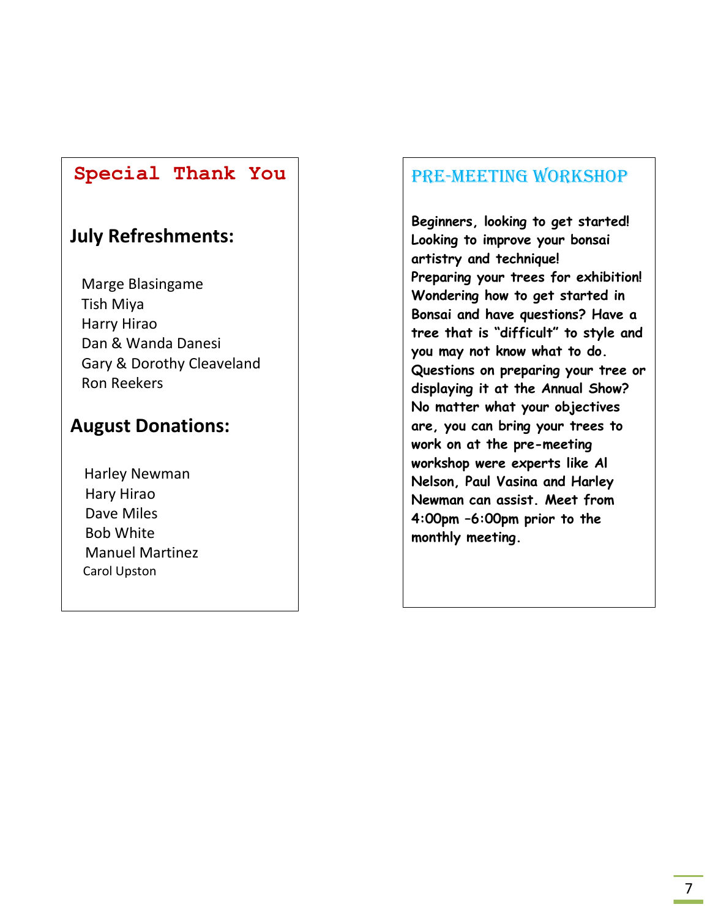## Special Thank You

### July Refreshments:

Marge Blasingame
Tish Miya
Harry Hirao
Dan & Wanda Danesi
Gary & Dorothy Cleaveland
Ron Reekers

### August Donations:

Harley Newman
Hary Hirao
Dave Miles
Bob White
Manuel Martinez
Carol Upston

## PRE-MEETING WORKSHOP

**Beginners, looking to get started! Looking to improve your bonsai artistry and technique! Preparing your trees for exhibition! Wondering how to get started in Bonsai and have questions? Have a tree that is "difficult" to style and you may not know what to do. Questions on preparing your tree or displaying it at the Annual Show? No matter what your objectives are, you can bring your trees to work on at the pre-meeting workshop were experts like Al Nelson, Paul Vasina and Harley Newman can assist. Meet from 4:00pm –6:00pm prior to the monthly meeting.**